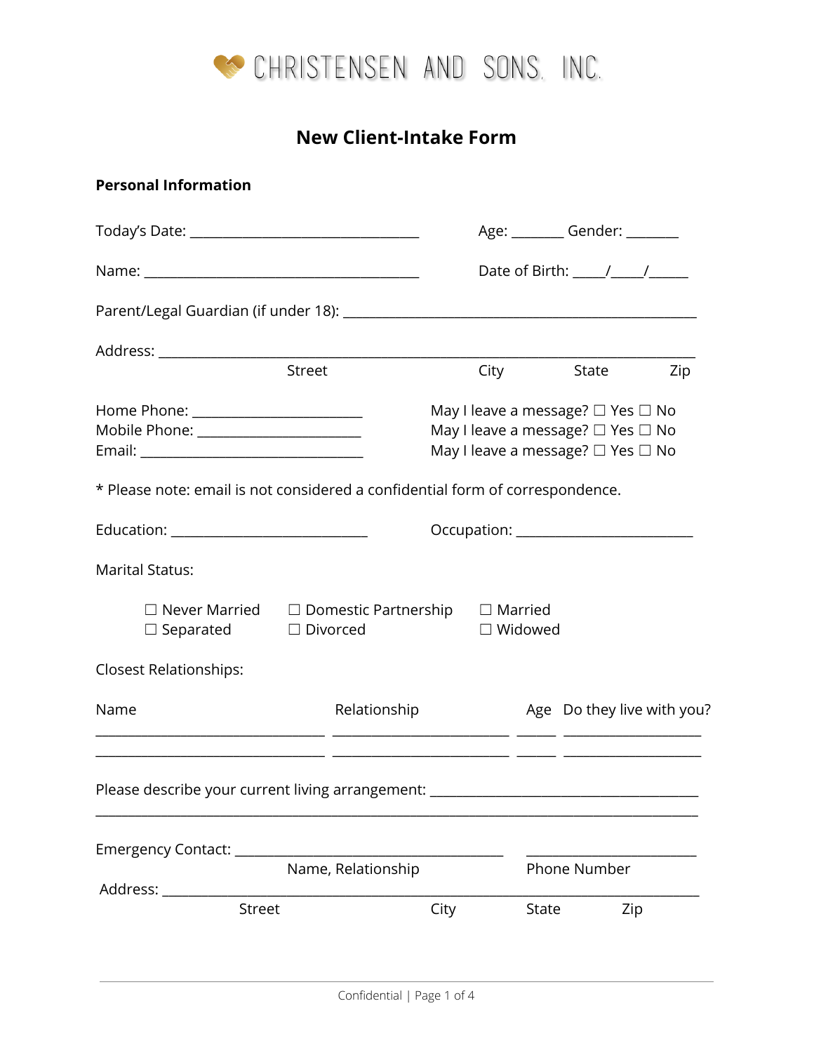CHRISTENSEN AND SONS, INC.

# New Client-Intake Form

## Personal Information

Today's Date: ________________________________ Age: _______ Gender: _______

Name: ______________________________________ Date of Birth: ____/____/_____

Parent/Legal Guardian (if under 18): ________________________________________________

Address: ___________________________________________________________________________
Street City State Zip

Home Phone: _______________________ May I leave a message? ☐ Yes ☐ No
Mobile Phone: ______________________ May I leave a message? ☐ Yes ☐ No
Email: _______________________________ May I leave a message? ☐ Yes ☐ No

* Please note: email is not considered a confidential form of correspondence.

Education: ___________________________ Occupation: ________________________

Marital Status:

☐ Never Married ☐ Domestic Partnership ☐ Married
☐ Separated ☐ Divorced ☐ Widowed

Closest Relationships:

| Name | Relationship | Age | Do they live with you? |
|---|---|---|---|
| ________________________________ | ________________________ | _____ | ___________________ |
| ________________________________ | ________________________ | _____ | ___________________ |

Please describe your current living arrangement: _____________________________________
_________________________________________________________________________________

Emergency Contact: _____________________________________ _______________________
Name, Relationship Phone Number

Address: ____________________________________________________________________________
Street City State Zip

Confidential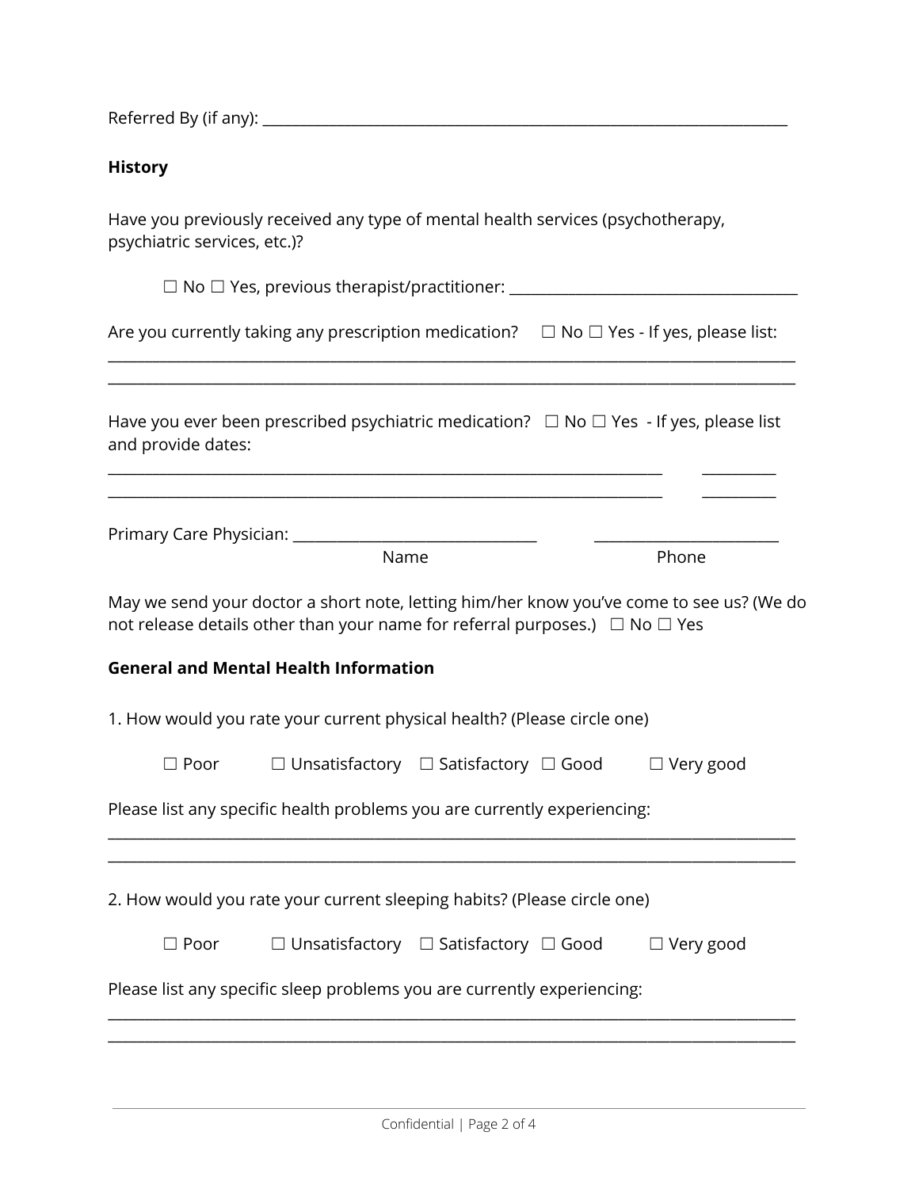Referred By (if any): ______________________________________________________________________

**History**

Have you previously received any type of mental health services (psychotherapy, psychiatric services, etc.)?

☐ No ☐ Yes, previous therapist/practitioner: ___________________________________

Are you currently taking any prescription medication? ☐ No ☐ Yes - If yes, please list:

_____________________________________________________________________________________

_____________________________________________________________________________________

Have you ever been prescribed psychiatric medication? ☐ No ☐ Yes - If yes, please list and provide dates:

______________________________________________________________________ _________

______________________________________________________________________ _________

Primary Care Physician: ______________________________ _______________________

Name Phone

May we send your doctor a short note, letting him/her know you've come to see us? (We do not release details other than your name for referral purposes.) ☐ No ☐ Yes

**General and Mental Health Information**

1. How would you rate your current physical health? (Please circle one)

☐ Poor ☐ Unsatisfactory ☐ Satisfactory ☐ Good ☐ Very good

Please list any specific health problems you are currently experiencing:

_____________________________________________________________________________________

_____________________________________________________________________________________

2. How would you rate your current sleeping habits? (Please circle one)

☐ Poor ☐ Unsatisfactory ☐ Satisfactory ☐ Good ☐ Very good

Please list any specific sleep problems you are currently experiencing:

_____________________________________________________________________________________

_____________________________________________________________________________________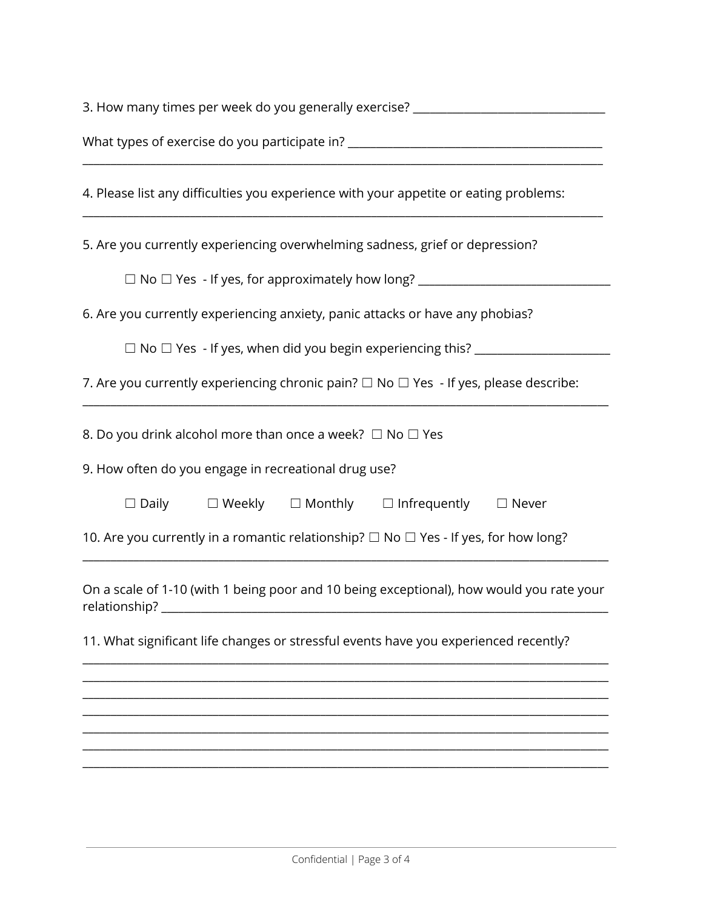3. How many times per week do you generally exercise? ________________________________

What types of exercise do you participate in? ___________________________________________
_____________________________________________________________________________________

4. Please list any difficulties you experience with your appetite or eating problems:
_____________________________________________________________________________________

5. Are you currently experiencing overwhelming sadness, grief or depression?

☐ No ☐ Yes - If yes, for approximately how long? ________________________________

6. Are you currently experiencing anxiety, panic attacks or have any phobias?

☐ No ☐ Yes - If yes, when did you begin experiencing this? ______________________

7. Are you currently experiencing chronic pain? ☐ No ☐ Yes - If yes, please describe:
_____________________________________________________________________________________

8. Do you drink alcohol more than once a week? ☐ No ☐ Yes

9. How often do you engage in recreational drug use?

☐ Daily ☐ Weekly ☐ Monthly ☐ Infrequently ☐ Never

10. Are you currently in a romantic relationship? ☐ No ☐ Yes - If yes, for how long?
_____________________________________________________________________________________

On a scale of 1-10 (with 1 being poor and 10 being exceptional), how would you rate your relationship? ___________________________________________________________________________

11. What significant life changes or stressful events have you experienced recently?
_____________________________________________________________________________________
_____________________________________________________________________________________
_____________________________________________________________________________________
_____________________________________________________________________________________
_____________________________________________________________________________________
_____________________________________________________________________________________
_____________________________________________________________________________________
_____________________________________________________________________________________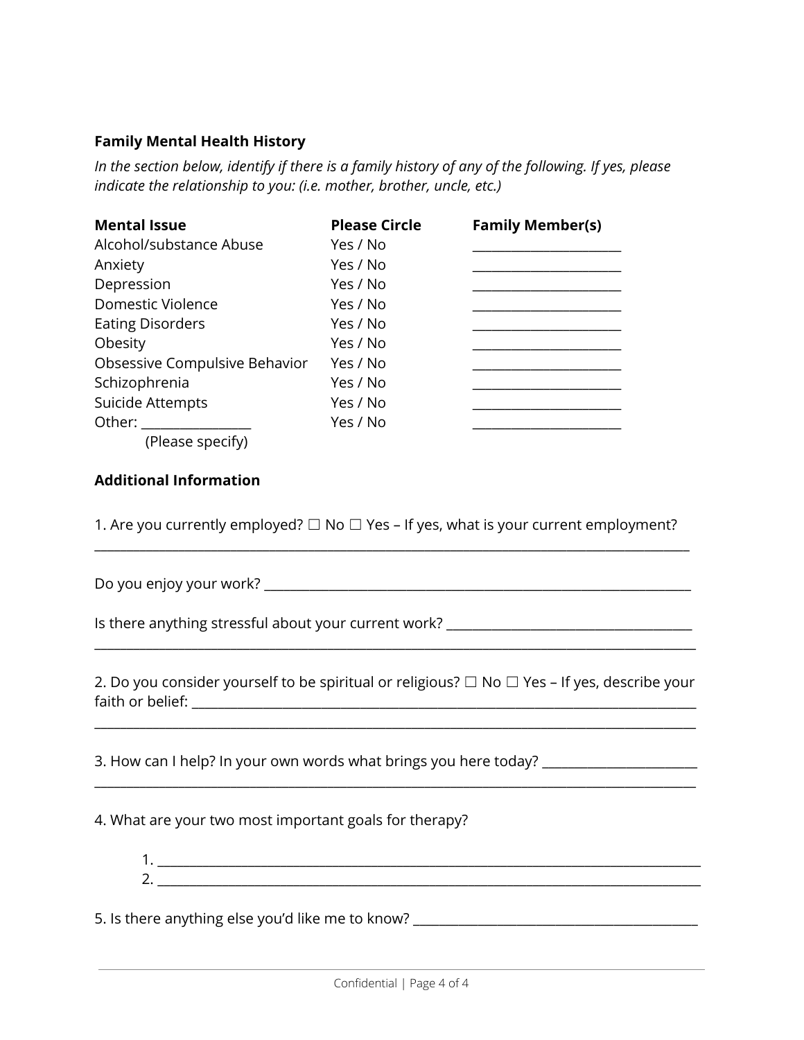**Family Mental Health History**

*In the section below, identify if there is a family history of any of the following. If yes, please indicate the relationship to you: (i.e. mother, brother, uncle, etc.)*

| Mental Issue | Please Circle | Family Member(s) |
|---|---|---|
| Alcohol/substance Abuse | Yes / No | ______________________ |
| Anxiety | Yes / No | ______________________ |
| Depression | Yes / No | ______________________ |
| Domestic Violence | Yes / No | ______________________ |
| Eating Disorders | Yes / No | ______________________ |
| Obesity | Yes / No | ______________________ |
| Obsessive Compulsive Behavior | Yes / No | ______________________ |
| Schizophrenia | Yes / No | ______________________ |
| Suicide Attempts | Yes / No | ______________________ |
| Other: ________________ (Please specify) | Yes / No | ______________________ |

**Additional Information**

1. Are you currently employed? ☐ No ☐ Yes – If yes, what is your current employment?
________________________________________________________________________________________

Do you enjoy your work? _________________________________________________________________

Is there anything stressful about your current work? ____________________________________
________________________________________________________________________________________

2. Do you consider yourself to be spiritual or religious? ☐ No ☐ Yes – If yes, describe your faith or belief: ________________________________________________________________________
________________________________________________________________________________________

3. How can I help? In your own words what brings you here today? _______________________
________________________________________________________________________________________

4. What are your two most important goals for therapy?

1. ________________________________________________________________________________
2. ________________________________________________________________________________

5. Is there anything else you'd like me to know? __________________________________________

Confidential